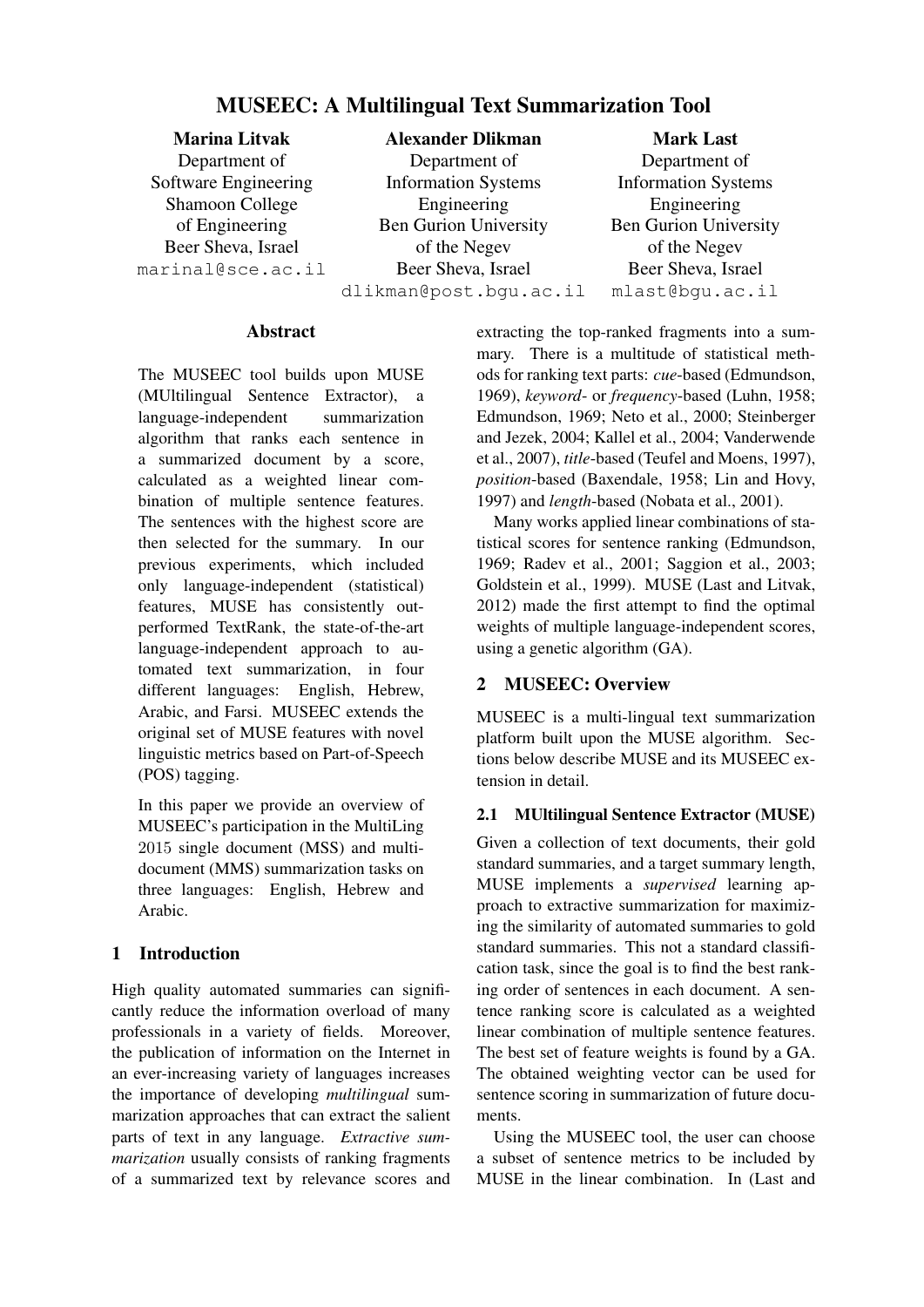# MUSEEC: A Multilingual Text Summarization Tool

**Marina Litvak**
Department of Software Engineering
Shamoon College of Engineering
Beer Sheva, Israel
marinal@sce.ac.il

**Alexander Dlikman**
Department of Information Systems Engineering
Ben Gurion University of the Negev
Beer Sheva, Israel
dlikman@post.bgu.ac.il

**Mark Last**
Department of Information Systems Engineering
Ben Gurion University of the Negev
Beer Sheva, Israel
mlast@bgu.ac.il

## Abstract

The MUSEEC tool builds upon MUSE (MUltilingual Sentence Extractor), a language-independent summarization algorithm that ranks each sentence in a summarized document by a score, calculated as a weighted linear combination of multiple sentence features. The sentences with the highest score are then selected for the summary. In our previous experiments, which included only language-independent (statistical) features, MUSE has consistently outperformed TextRank, the state-of-the-art language-independent approach to automated text summarization, in four different languages: English, Hebrew, Arabic, and Farsi. MUSEEC extends the original set of MUSE features with novel linguistic metrics based on Part-of-Speech (POS) tagging.

In this paper we provide an overview of MUSEEC's participation in the MultiLing 2015 single document (MSS) and multi-document (MMS) summarization tasks on three languages: English, Hebrew and Arabic.

## 1 Introduction

High quality automated summaries can significantly reduce the information overload of many professionals in a variety of fields. Moreover, the publication of information on the Internet in an ever-increasing variety of languages increases the importance of developing *multilingual* summarization approaches that can extract the salient parts of text in any language. *Extractive summarization* usually consists of ranking fragments of a summarized text by relevance scores and extracting the top-ranked fragments into a summary. There is a multitude of statistical methods for ranking text parts: *cue*-based (Edmundson, 1969), *keyword*- or *frequency*-based (Luhn, 1958; Edmundson, 1969; Neto et al., 2000; Steinberger and Jezek, 2004; Kallel et al., 2004; Vanderwende et al., 2007), *title*-based (Teufel and Moens, 1997), *position*-based (Baxendale, 1958; Lin and Hovy, 1997) and *length*-based (Nobata et al., 2001).

Many works applied linear combinations of statistical scores for sentence ranking (Edmundson, 1969; Radev et al., 2001; Saggion et al., 2003; Goldstein et al., 1999). MUSE (Last and Litvak, 2012) made the first attempt to find the optimal weights of multiple language-independent scores, using a genetic algorithm (GA).

## 2 MUSEEC: Overview

MUSEEC is a multi-lingual text summarization platform built upon the MUSE algorithm. Sections below describe MUSE and its MUSEEC extension in detail.

### 2.1 MUltilingual Sentence Extractor (MUSE)

Given a collection of text documents, their gold standard summaries, and a target summary length, MUSE implements a *supervised* learning approach to extractive summarization for maximizing the similarity of automated summaries to gold standard summaries. This not a standard classification task, since the goal is to find the best ranking order of sentences in each document. A sentence ranking score is calculated as a weighted linear combination of multiple sentence features. The best set of feature weights is found by a GA. The obtained weighting vector can be used for sentence scoring in summarization of future documents.

Using the MUSEEC tool, the user can choose a subset of sentence metrics to be included by MUSE in the linear combination. In (Last and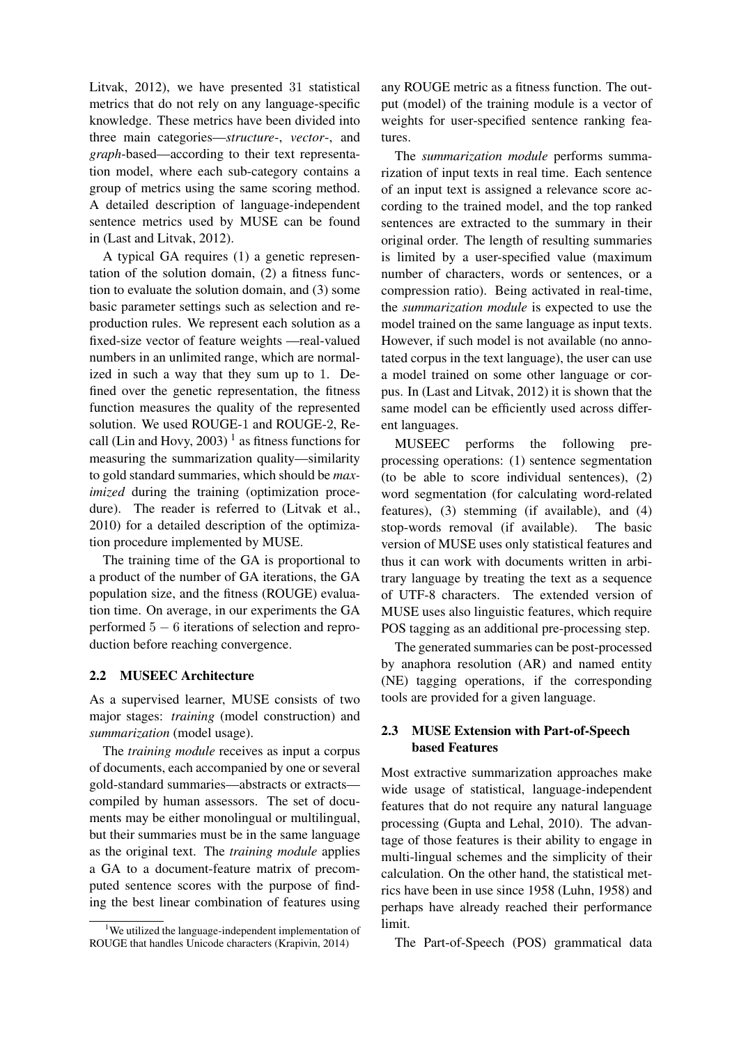Litvak, 2012), we have presented 31 statistical metrics that do not rely on any language-specific knowledge. These metrics have been divided into three main categories—*structure*-, *vector*-, and *graph*-based—according to their text representation model, where each sub-category contains a group of metrics using the same scoring method. A detailed description of language-independent sentence metrics used by MUSE can be found in (Last and Litvak, 2012).

A typical GA requires (1) a genetic representation of the solution domain, (2) a fitness function to evaluate the solution domain, and (3) some basic parameter settings such as selection and reproduction rules. We represent each solution as a fixed-size vector of feature weights —real-valued numbers in an unlimited range, which are normalized in such a way that they sum up to 1. Defined over the genetic representation, the fitness function measures the quality of the represented solution. We used ROUGE-1 and ROUGE-2, Recall (Lin and Hovy, 2003) [1] as fitness functions for measuring the summarization quality—similarity to gold standard summaries, which should be *maximized* during the training (optimization procedure). The reader is referred to (Litvak et al., 2010) for a detailed description of the optimization procedure implemented by MUSE.

The training time of the GA is proportional to a product of the number of GA iterations, the GA population size, and the fitness (ROUGE) evaluation time. On average, in our experiments the GA performed $5 - 6$ iterations of selection and reproduction before reaching convergence.

### 2.2 MUSEEC Architecture

As a supervised learner, MUSE consists of two major stages: *training* (model construction) and *summarization* (model usage).

The *training module* receives as input a corpus of documents, each accompanied by one or several gold-standard summaries—abstracts or extracts—compiled by human assessors. The set of documents may be either monolingual or multilingual, but their summaries must be in the same language as the original text. The *training module* applies a GA to a document-feature matrix of precomputed sentence scores with the purpose of finding the best linear combination of features using any ROUGE metric as a fitness function. The output (model) of the training module is a vector of weights for user-specified sentence ranking features.

The *summarization module* performs summarization of input texts in real time. Each sentence of an input text is assigned a relevance score according to the trained model, and the top ranked sentences are extracted to the summary in their original order. The length of resulting summaries is limited by a user-specified value (maximum number of characters, words or sentences, or a compression ratio). Being activated in real-time, the *summarization module* is expected to use the model trained on the same language as input texts. However, if such model is not available (no annotated corpus in the text language), the user can use a model trained on some other language or corpus. In (Last and Litvak, 2012) it is shown that the same model can be efficiently used across different languages.

MUSEEC performs the following pre-processing operations: (1) sentence segmentation (to be able to score individual sentences), (2) word segmentation (for calculating word-related features), (3) stemming (if available), and (4) stop-words removal (if available). The basic version of MUSE uses only statistical features and thus it can work with documents written in arbitrary language by treating the text as a sequence of UTF-8 characters. The extended version of MUSE uses also linguistic features, which require POS tagging as an additional pre-processing step.

The generated summaries can be post-processed by anaphora resolution (AR) and named entity (NE) tagging operations, if the corresponding tools are provided for a given language.

### 2.3 MUSE Extension with Part-of-Speech based Features

Most extractive summarization approaches make wide usage of statistical, language-independent features that do not require any natural language processing (Gupta and Lehal, 2010). The advantage of those features is their ability to engage in multi-lingual schemes and the simplicity of their calculation. On the other hand, the statistical metrics have been in use since 1958 (Luhn, 1958) and perhaps have already reached their performance limit.

The Part-of-Speech (POS) grammatical data

[1] We utilized the language-independent implementation of ROUGE that handles Unicode characters (Krapivin, 2014)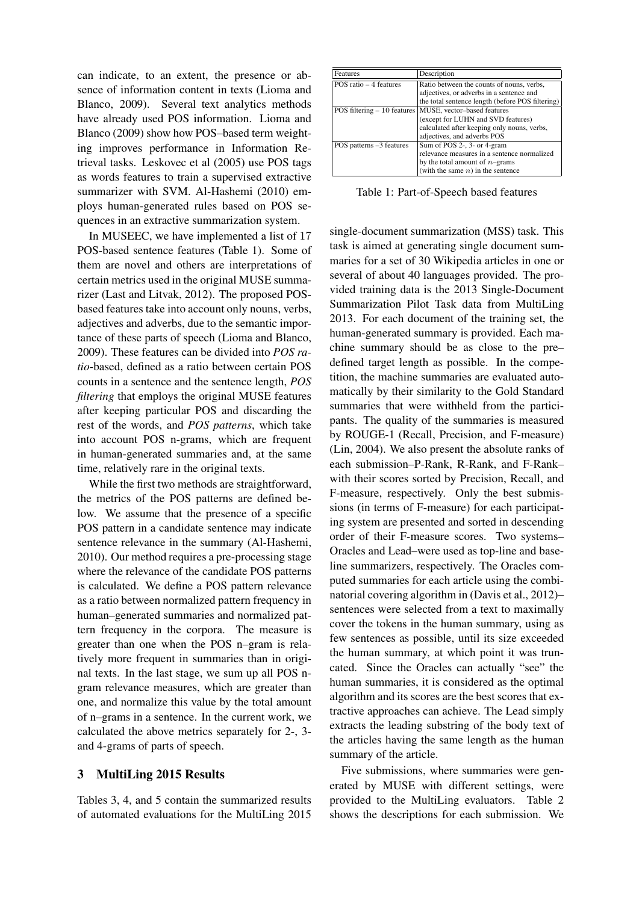can indicate, to an extent, the presence or absence of information content in texts (Lioma and Blanco, 2009). Several text analytics methods have already used POS information. Lioma and Blanco (2009) show how POS–based term weighting improves performance in Information Retrieval tasks. Leskovec et al (2005) use POS tags as words features to train a supervised extractive summarizer with SVM. Al-Hashemi (2010) employs human-generated rules based on POS sequences in an extractive summarization system.

In MUSEEC, we have implemented a list of 17 POS-based sentence features (Table 1). Some of them are novel and others are interpretations of certain metrics used in the original MUSE summarizer (Last and Litvak, 2012). The proposed POS-based features take into account only nouns, verbs, adjectives and adverbs, due to the semantic importance of these parts of speech (Lioma and Blanco, 2009). These features can be divided into *POS ratio*-based, defined as a ratio between certain POS counts in a sentence and the sentence length, *POS filtering* that employs the original MUSE features after keeping particular POS and discarding the rest of the words, and *POS patterns*, which take into account POS n-grams, which are frequent in human-generated summaries and, at the same time, relatively rare in the original texts.

While the first two methods are straightforward, the metrics of the POS patterns are defined below. We assume that the presence of a specific POS pattern in a candidate sentence may indicate sentence relevance in the summary (Al-Hashemi, 2010). Our method requires a pre-processing stage where the relevance of the candidate POS patterns is calculated. We define a POS pattern relevance as a ratio between normalized pattern frequency in human–generated summaries and normalized pattern frequency in the corpora. The measure is greater than one when the POS n–gram is relatively more frequent in summaries than in original texts. In the last stage, we sum up all POS n-gram relevance measures, which are greater than one, and normalize this value by the total amount of n–grams in a sentence. In the current work, we calculated the above metrics separately for 2-, 3- and 4-grams of parts of speech.

| Features | Description |
|---|---|
| POS ratio – 4 features | Ratio between the counts of nouns, verbs, adjectives, or adverbs in a sentence and the total sentence length (before POS filtering) |
| POS filtering – 10 features | MUSE, vector–based features (except for LUHN and SVD features) calculated after keeping only nouns, verbs, adjectives, and adverbs POS |
| POS patterns –3 features | Sum of POS 2-, 3- or 4-gram relevance measures in a sentence normalized by the total amount of $n$–grams (with the same $n$) in the sentence |

Table 1: Part-of-Speech based features

## 3 MultiLing 2015 Results

Tables 3, 4, and 5 contain the summarized results of automated evaluations for the MultiLing 2015 single-document summarization (MSS) task. This task is aimed at generating single document summaries for a set of 30 Wikipedia articles in one or several of about 40 languages provided. The provided training data is the 2013 Single-Document Summarization Pilot Task data from MultiLing 2013. For each document of the training set, the human-generated summary is provided. Each machine summary should be as close to the pre–defined target length as possible. In the competition, the machine summaries are evaluated automatically by their similarity to the Gold Standard summaries that were withheld from the participants. The quality of the summaries is measured by ROUGE-1 (Recall, Precision, and F-measure) (Lin, 2004). We also present the absolute ranks of each submission–P-Rank, R-Rank, and F-Rank–with their scores sorted by Precision, Recall, and F-measure, respectively. Only the best submissions (in terms of F-measure) for each participating system are presented and sorted in descending order of their F-measure scores. Two systems–Oracles and Lead–were used as top-line and baseline summarizers, respectively. The Oracles computed summaries for each article using the combinatorial covering algorithm in (Davis et al., 2012)–sentences were selected from a text to maximally cover the tokens in the human summary, using as few sentences as possible, until its size exceeded the human summary, at which point it was truncated. Since the Oracles can actually "see" the human summaries, it is considered as the optimal algorithm and its scores are the best scores that extractive approaches can achieve. The Lead simply extracts the leading substring of the body text of the articles having the same length as the human summary of the article.

Five submissions, where summaries were generated by MUSE with different settings, were provided to the MultiLing evaluators. Table 2 shows the descriptions for each submission. We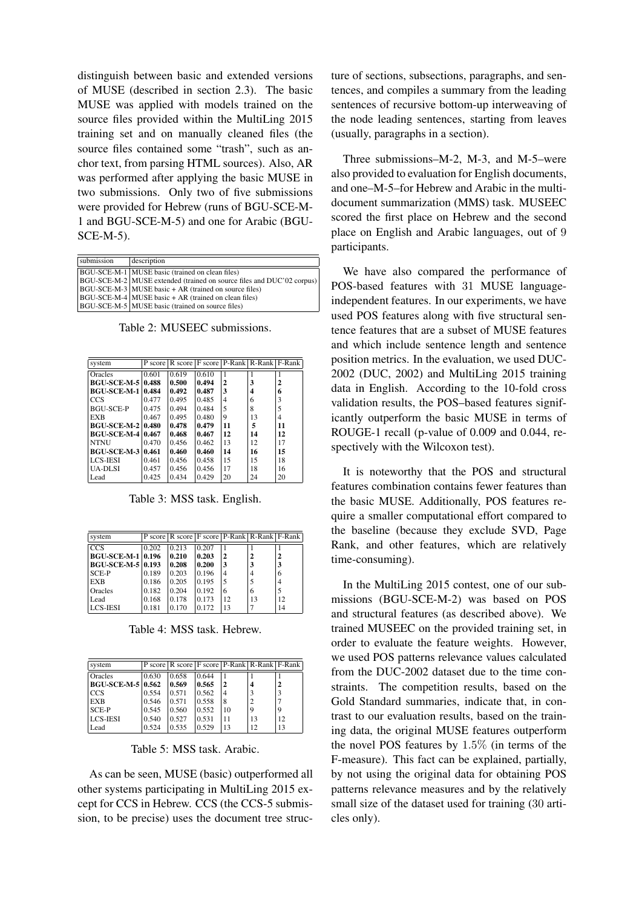distinguish between basic and extended versions of MUSE (described in section 2.3). The basic MUSE was applied with models trained on the source files provided within the MultiLing 2015 training set and on manually cleaned files (the source files contained some "trash", such as anchor text, from parsing HTML sources). Also, AR was performed after applying the basic MUSE in two submissions. Only two of five submissions were provided for Hebrew (runs of BGU-SCE-M-1 and BGU-SCE-M-5) and one for Arabic (BGU-SCE-M-5).

| submission | description |
|---|---|
| BGU-SCE-M-1 | MUSE basic (trained on clean files) |
| BGU-SCE-M-2 | MUSE extended (trained on source files and DUC'02 corpus) |
| BGU-SCE-M-3 | MUSE basic + AR (trained on source files) |
| BGU-SCE-M-4 | MUSE basic + AR (trained on clean files) |
| BGU-SCE-M-5 | MUSE basic (trained on source files) |

Table 2: MUSEEC submissions.

| system | P score | R score | F score | P-Rank | R-Rank | F-Rank |
|---|---|---|---|---|---|---|
| Oracles | 0.601 | 0.619 | 0.610 | 1 | 1 | 1 |
| **BGU-SCE-M-5** | **0.488** | **0.500** | **0.494** | **2** | **3** | **2** |
| **BGU-SCE-M-1** | **0.484** | **0.492** | **0.487** | **3** | **4** | **6** |
| CCS | 0.477 | 0.495 | 0.485 | 4 | 6 | 3 |
| BGU-SCE-P | 0.475 | 0.494 | 0.484 | 5 | 8 | 5 |
| EXB | 0.467 | 0.495 | 0.480 | 9 | 13 | 4 |
| **BGU-SCE-M-2** | **0.480** | **0.478** | **0.479** | **11** | **5** | **11** |
| **BGU-SCE-M-4** | **0.467** | **0.468** | **0.467** | **12** | **14** | **12** |
| NTNU | 0.470 | 0.456 | 0.462 | 13 | 12 | 17 |
| **BGU-SCE-M-3** | **0.461** | **0.460** | **0.460** | **14** | **16** | **15** |
| LCS-IESI | 0.461 | 0.456 | 0.458 | 15 | 15 | 18 |
| UA-DLSI | 0.457 | 0.456 | 0.456 | 17 | 18 | 16 |
| Lead | 0.425 | 0.434 | 0.429 | 20 | 24 | 20 |

Table 3: MSS task. English.

| system | P score | R score | F score | P-Rank | R-Rank | F-Rank |
|---|---|---|---|---|---|---|
| CCS | 0.202 | 0.213 | 0.207 | 1 | 1 | 1 |
| **BGU-SCE-M-1** | **0.196** | **0.210** | **0.203** | **2** | **2** | **2** |
| **BGU-SCE-M-5** | **0.193** | **0.208** | **0.200** | **3** | **3** | **3** |
| SCE-P | 0.189 | 0.203 | 0.196 | 4 | 4 | 6 |
| EXB | 0.186 | 0.205 | 0.195 | 5 | 5 | 4 |
| Oracles | 0.182 | 0.204 | 0.192 | 6 | 6 | 5 |
| Lead | 0.168 | 0.178 | 0.173 | 12 | 13 | 12 |
| LCS-IESI | 0.181 | 0.170 | 0.172 | 13 | 7 | 14 |

Table 4: MSS task. Hebrew.

| system | P score | R score | F score | P-Rank | R-Rank | F-Rank |
|---|---|---|---|---|---|---|
| Oracles | 0.630 | 0.658 | 0.644 | 1 | 1 | 1 |
| **BGU-SCE-M-5** | **0.562** | **0.569** | **0.565** | **2** | **4** | **2** |
| CCS | 0.554 | 0.571 | 0.562 | 4 | 3 | 3 |
| EXB | 0.546 | 0.571 | 0.558 | 8 | 2 | 7 |
| SCE-P | 0.545 | 0.560 | 0.552 | 10 | 9 | 9 |
| LCS-IESI | 0.540 | 0.527 | 0.531 | 11 | 13 | 12 |
| Lead | 0.524 | 0.535 | 0.529 | 13 | 12 | 13 |

Table 5: MSS task. Arabic.

As can be seen, MUSE (basic) outperformed all other systems participating in MultiLing 2015 except for CCS in Hebrew. CCS (the CCS-5 submission, to be precise) uses the document tree structure of sections, subsections, paragraphs, and sentences, and compiles a summary from the leading sentences of recursive bottom-up interweaving of the node leading sentences, starting from leaves (usually, paragraphs in a section).

Three submissions–M-2, M-3, and M-5–were also provided to evaluation for English documents, and one–M-5–for Hebrew and Arabic in the multi-document summarization (MMS) task. MUSEEC scored the first place on Hebrew and the second place on English and Arabic languages, out of 9 participants.

We have also compared the performance of POS-based features with 31 MUSE language-independent features. In our experiments, we have used POS features along with five structural sentence features that are a subset of MUSE features and which include sentence length and sentence position metrics. In the evaluation, we used DUC-2002 (DUC, 2002) and MultiLing 2015 training data in English. According to the 10-fold cross validation results, the POS–based features significantly outperform the basic MUSE in terms of ROUGE-1 recall (p-value of 0.009 and 0.044, respectively with the Wilcoxon test).

It is noteworthy that the POS and structural features combination contains fewer features than the basic MUSE. Additionally, POS features require a smaller computational effort compared to the baseline (because they exclude SVD, Page Rank, and other features, which are relatively time-consuming).

In the MultiLing 2015 contest, one of our submissions (BGU-SCE-M-2) was based on POS and structural features (as described above). We trained MUSEEC on the provided training set, in order to evaluate the feature weights. However, we used POS patterns relevance values calculated from the DUC-2002 dataset due to the time constraints. The competition results, based on the Gold Standard summaries, indicate that, in contrast to our evaluation results, based on the training data, the original MUSE features outperform the novel POS features by $1.5\%$ (in terms of the F-measure). This fact can be explained, partially, by not using the original data for obtaining POS patterns relevance measures and by the relatively small size of the dataset used for training (30 articles only).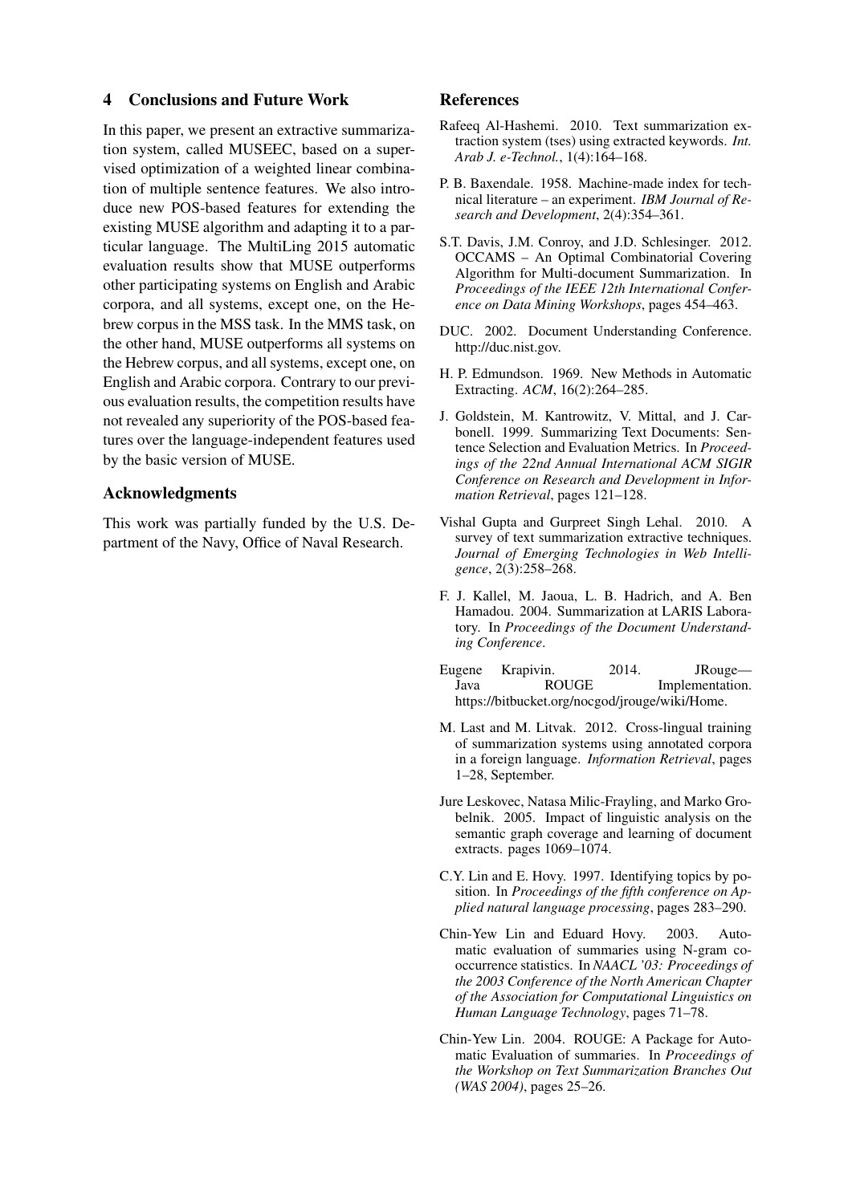## 4 Conclusions and Future Work

In this paper, we present an extractive summarization system, called MUSEEC, based on a supervised optimization of a weighted linear combination of multiple sentence features. We also introduce new POS-based features for extending the existing MUSE algorithm and adapting it to a particular language. The MultiLing 2015 automatic evaluation results show that MUSE outperforms other participating systems on English and Arabic corpora, and all systems, except one, on the Hebrew corpus in the MSS task. In the MMS task, on the other hand, MUSE outperforms all systems on the Hebrew corpus, and all systems, except one, on English and Arabic corpora. Contrary to our previous evaluation results, the competition results have not revealed any superiority of the POS-based features over the language-independent features used by the basic version of MUSE.

## Acknowledgments

This work was partially funded by the U.S. Department of the Navy, Office of Naval Research.

## References

Rafeeq Al-Hashemi. 2010. Text summarization extraction system (tses) using extracted keywords. *Int. Arab J. e-Technol.*, 1(4):164–168.

P. B. Baxendale. 1958. Machine-made index for technical literature – an experiment. *IBM Journal of Research and Development*, 2(4):354–361.

S.T. Davis, J.M. Conroy, and J.D. Schlesinger. 2012. OCCAMS – An Optimal Combinatorial Covering Algorithm for Multi-document Summarization. In *Proceedings of the IEEE 12th International Conference on Data Mining Workshops*, pages 454–463.

DUC. 2002. Document Understanding Conference. http://duc.nist.gov.

H. P. Edmundson. 1969. New Methods in Automatic Extracting. *ACM*, 16(2):264–285.

J. Goldstein, M. Kantrowitz, V. Mittal, and J. Carbonell. 1999. Summarizing Text Documents: Sentence Selection and Evaluation Metrics. In *Proceedings of the 22nd Annual International ACM SIGIR Conference on Research and Development in Information Retrieval*, pages 121–128.

Vishal Gupta and Gurpreet Singh Lehal. 2010. A survey of text summarization extractive techniques. *Journal of Emerging Technologies in Web Intelligence*, 2(3):258–268.

F. J. Kallel, M. Jaoua, L. B. Hadrich, and A. Ben Hamadou. 2004. Summarization at LARIS Laboratory. In *Proceedings of the Document Understanding Conference*.

Eugene Krapivin. 2014. JRouge—Java ROUGE Implementation. https://bitbucket.org/nocgod/jrouge/wiki/Home.

M. Last and M. Litvak. 2012. Cross-lingual training of summarization systems using annotated corpora in a foreign language. *Information Retrieval*, pages 1–28, September.

Jure Leskovec, Natasa Milic-Frayling, and Marko Grobelnik. 2005. Impact of linguistic analysis on the semantic graph coverage and learning of document extracts. pages 1069–1074.

C.Y. Lin and E. Hovy. 1997. Identifying topics by position. In *Proceedings of the fifth conference on Applied natural language processing*, pages 283–290.

Chin-Yew Lin and Eduard Hovy. 2003. Automatic evaluation of summaries using N-gram co-occurrence statistics. In *NAACL '03: Proceedings of the 2003 Conference of the North American Chapter of the Association for Computational Linguistics on Human Language Technology*, pages 71–78.

Chin-Yew Lin. 2004. ROUGE: A Package for Automatic Evaluation of summaries. In *Proceedings of the Workshop on Text Summarization Branches Out (WAS 2004)*, pages 25–26.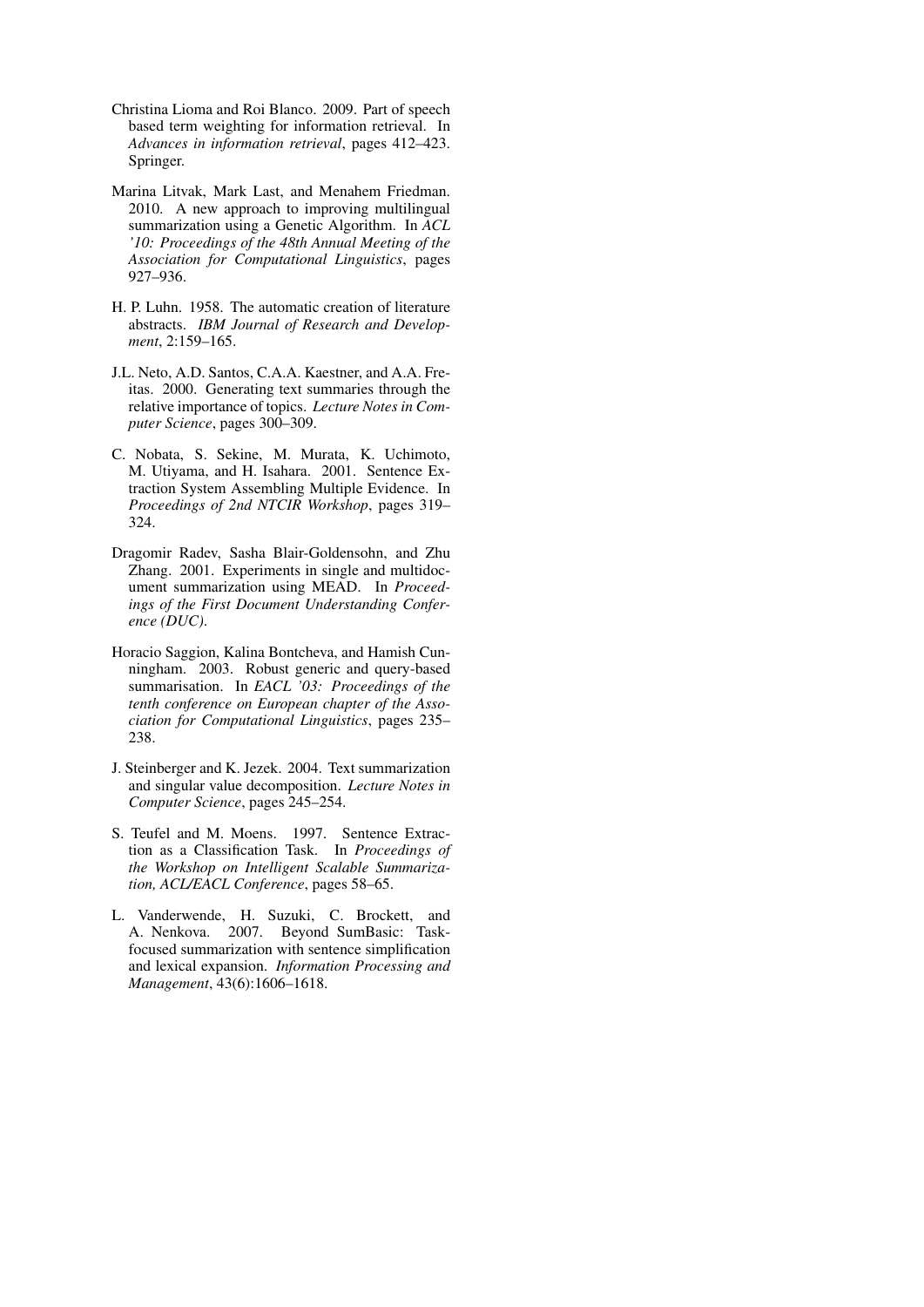Christina Lioma and Roi Blanco. 2009. Part of speech based term weighting for information retrieval. In *Advances in information retrieval*, pages 412–423. Springer.

Marina Litvak, Mark Last, and Menahem Friedman. 2010. A new approach to improving multilingual summarization using a Genetic Algorithm. In *ACL '10: Proceedings of the 48th Annual Meeting of the Association for Computational Linguistics*, pages 927–936.

H. P. Luhn. 1958. The automatic creation of literature abstracts. *IBM Journal of Research and Development*, 2:159–165.

J.L. Neto, A.D. Santos, C.A.A. Kaestner, and A.A. Freitas. 2000. Generating text summaries through the relative importance of topics. *Lecture Notes in Computer Science*, pages 300–309.

C. Nobata, S. Sekine, M. Murata, K. Uchimoto, M. Utiyama, and H. Isahara. 2001. Sentence Extraction System Assembling Multiple Evidence. In *Proceedings of 2nd NTCIR Workshop*, pages 319–324.

Dragomir Radev, Sasha Blair-Goldensohn, and Zhu Zhang. 2001. Experiments in single and multidocument summarization using MEAD. In *Proceedings of the First Document Understanding Conference (DUC)*.

Horacio Saggion, Kalina Bontcheva, and Hamish Cunningham. 2003. Robust generic and query-based summarisation. In *EACL '03: Proceedings of the tenth conference on European chapter of the Association for Computational Linguistics*, pages 235–238.

J. Steinberger and K. Jezek. 2004. Text summarization and singular value decomposition. *Lecture Notes in Computer Science*, pages 245–254.

S. Teufel and M. Moens. 1997. Sentence Extraction as a Classification Task. In *Proceedings of the Workshop on Intelligent Scalable Summarization, ACL/EACL Conference*, pages 58–65.

L. Vanderwende, H. Suzuki, C. Brockett, and A. Nenkova. 2007. Beyond SumBasic: Task-focused summarization with sentence simplification and lexical expansion. *Information Processing and Management*, 43(6):1606–1618.